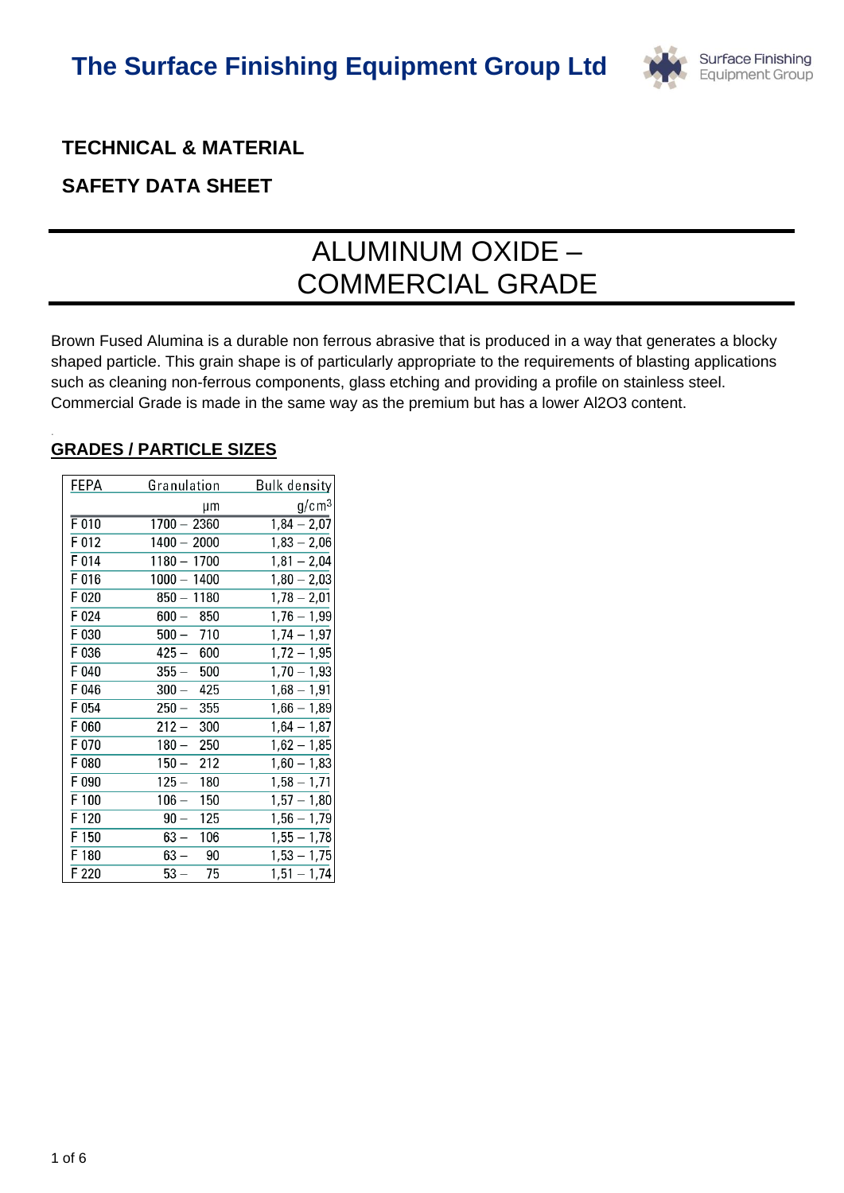# The Surface Finishing Equipment Group Ltd

## TECHNICAL & MATERIAL

## SAFETY DATA SHEET

# ALUMINUM OXIDE – COMMERCIAL GRADE

Brown Fused Alumina is a durable non ferrous abrasive that is produced in a way that generates a blocky shaped particle. This grain shape is of particularly appropriate to the requirements of blasting applications such as cleaning non-ferrous components, glass etching and providing a profile on stainless steel. Commercial Grade is made in the same way as the premium but has a lower Al2O3 content.

## GRADES / PARTICLE SIZES

| FEPA | Granulation | Bulk density |
|---|---|---|
| | µm | $g/cm^3$ |
| F 010 | 1700 – 2360 | 1,84 – 2,07 |
| F 012 | 1400 – 2000 | 1,83 – 2,06 |
| F 014 | 1180 – 1700 | 1,81 – 2,04 |
| F 016 | 1000 – 1400 | 1,80 – 2,03 |
| F 020 | 850 – 1180 | 1,78 – 2,01 |
| F 024 | 600 – 850 | 1,76 – 1,99 |
| F 030 | 500 – 710 | 1,74 – 1,97 |
| F 036 | 425 – 600 | 1,72 – 1,95 |
| F 040 | 355 – 500 | 1,70 – 1,93 |
| F 046 | 300 – 425 | 1,68 – 1,91 |
| F 054 | 250 – 355 | 1,66 – 1,89 |
| F 060 | 212 – 300 | 1,64 – 1,87 |
| F 070 | 180 – 250 | 1,62 – 1,85 |
| F 080 | 150 – 212 | 1,60 – 1,83 |
| F 090 | 125 – 180 | 1,58 – 1,71 |
| F 100 | 106 – 150 | 1,57 – 1,80 |
| F 120 | 90 – 125 | 1,56 – 1,79 |
| F 150 | 63 – 106 | 1,55 – 1,78 |
| F 180 | 63 – 90 | 1,53 – 1,75 |
| F 220 | 53 – 75 | 1,51 – 1,74 |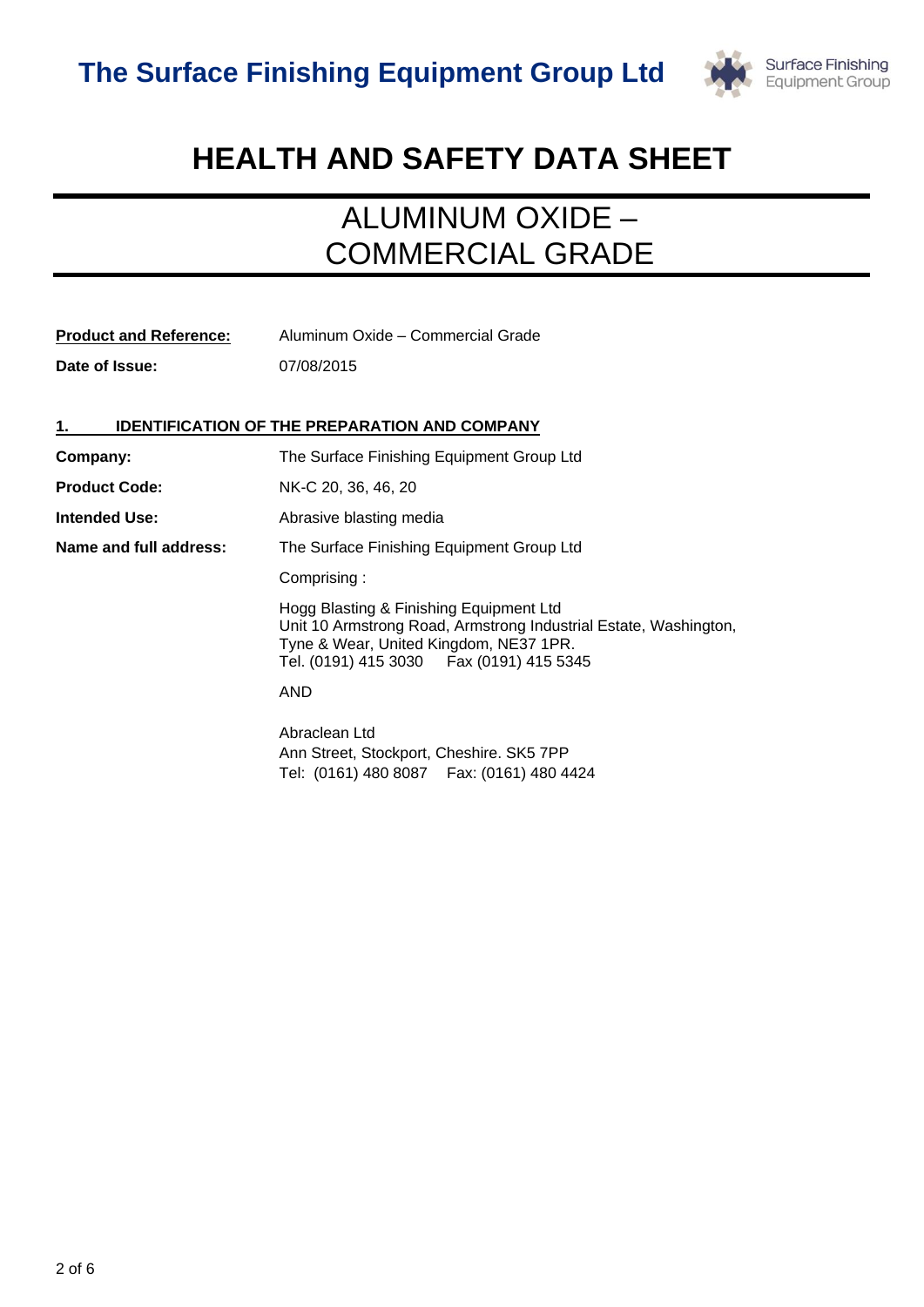# The Surface Finishing Equipment Group Ltd

# HEALTH AND SAFETY DATA SHEET

## ALUMINUM OXIDE – COMMERCIAL GRADE

**Product and Reference:** Aluminum Oxide – Commercial Grade

**Date of Issue:** 07/08/2015

## 1. IDENTIFICATION OF THE PREPARATION AND COMPANY

**Company:** The Surface Finishing Equipment Group Ltd

**Product Code:** NK-C 20, 36, 46, 20

**Intended Use:** Abrasive blasting media

**Name and full address:** The Surface Finishing Equipment Group Ltd

Comprising :

Hogg Blasting & Finishing Equipment Ltd
Unit 10 Armstrong Road, Armstrong Industrial Estate, Washington,
Tyne & Wear, United Kingdom, NE37 1PR.
Tel. (0191) 415 3030 Fax (0191) 415 5345

AND

Abraclean Ltd
Ann Street, Stockport, Cheshire. SK5 7PP
Tel: (0161) 480 8087 Fax: (0161) 480 4424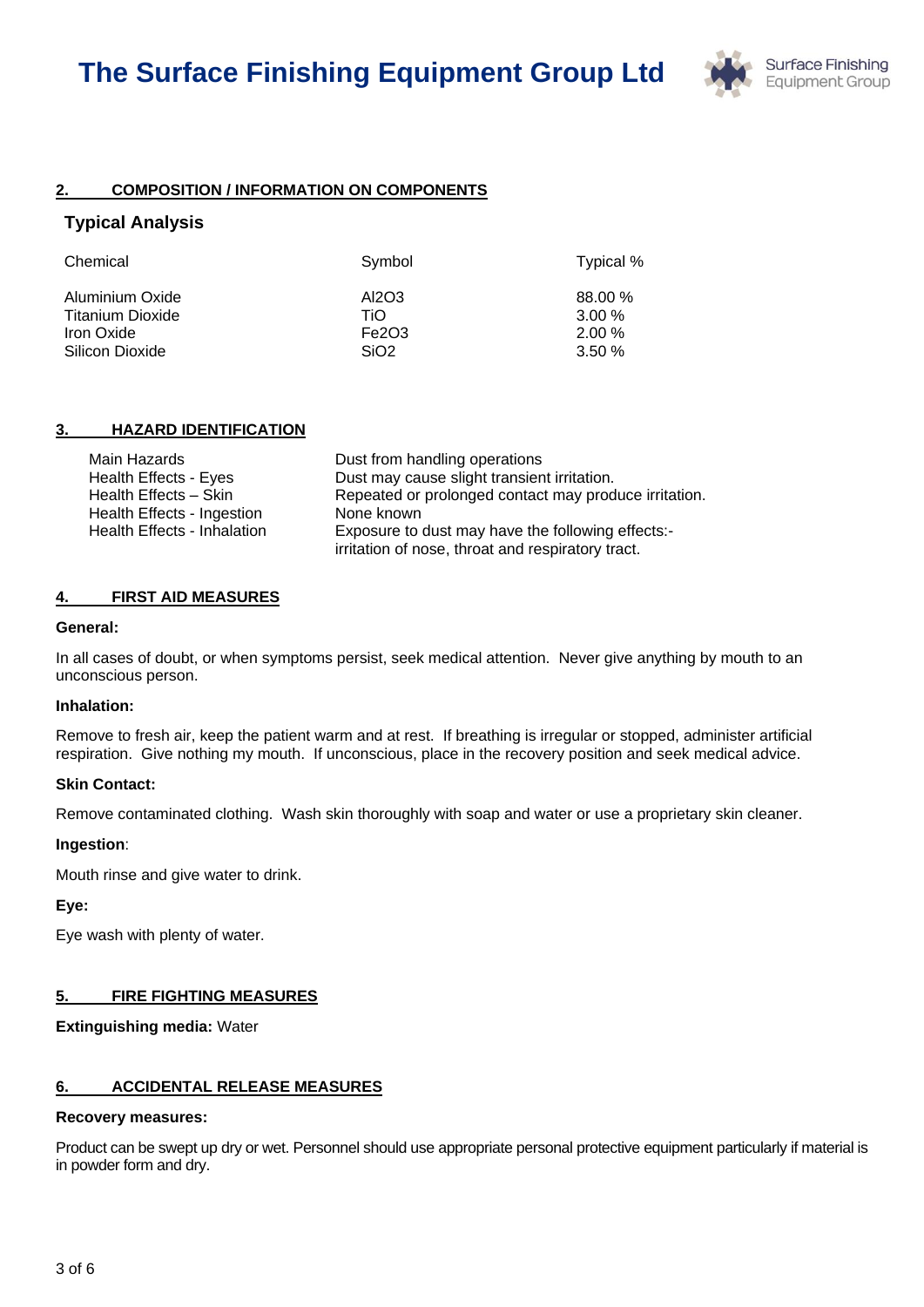## 2. COMPOSITION / INFORMATION ON COMPONENTS

### Typical Analysis

| Chemical | Symbol | Typical % |
|---|---|---|
| Aluminium Oxide | $Al_2O_3$ | 88.00 % |
| Titanium Dioxide | TiO | 3.00 % |
| Iron Oxide | $Fe_2O_3$ | 2.00 % |
| Silicon Dioxide | $SiO_2$ | 3.50 % |

## 3. HAZARD IDENTIFICATION

| | |
|---|---|
| Main Hazards | Dust from handling operations |
| Health Effects - Eyes | Dust may cause slight transient irritation. |
| Health Effects – Skin | Repeated or prolonged contact may produce irritation. |
| Health Effects - Ingestion | None known |
| Health Effects - Inhalation | Exposure to dust may have the following effects:- irritation of nose, throat and respiratory tract. |

## 4. FIRST AID MEASURES

**General:**

In all cases of doubt, or when symptoms persist, seek medical attention. Never give anything by mouth to an unconscious person.

**Inhalation:**

Remove to fresh air, keep the patient warm and at rest. If breathing is irregular or stopped, administer artificial respiration. Give nothing my mouth. If unconscious, place in the recovery position and seek medical advice.

**Skin Contact:**

Remove contaminated clothing. Wash skin thoroughly with soap and water or use a proprietary skin cleaner.

**Ingestion**:

Mouth rinse and give water to drink.

**Eye:**

Eye wash with plenty of water.

## 5. FIRE FIGHTING MEASURES

**Extinguishing media:** Water

## 6. ACCIDENTAL RELEASE MEASURES

**Recovery measures:**

Product can be swept up dry or wet. Personnel should use appropriate personal protective equipment particularly if material is in powder form and dry.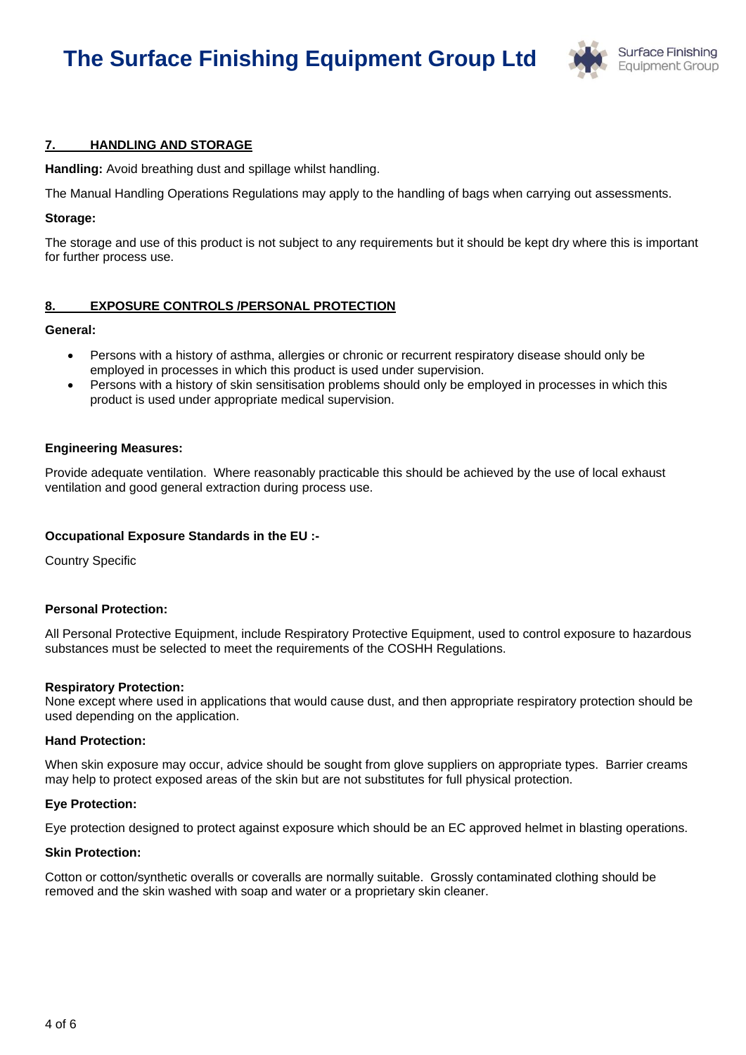## 7. HANDLING AND STORAGE

**Handling:** Avoid breathing dust and spillage whilst handling.

The Manual Handling Operations Regulations may apply to the handling of bags when carrying out assessments.

**Storage:**

The storage and use of this product is not subject to any requirements but it should be kept dry where this is important for further process use.

## 8. EXPOSURE CONTROLS /PERSONAL PROTECTION

**General:**

- Persons with a history of asthma, allergies or chronic or recurrent respiratory disease should only be employed in processes in which this product is used under supervision.
- Persons with a history of skin sensitisation problems should only be employed in processes in which this product is used under appropriate medical supervision.

**Engineering Measures:**

Provide adequate ventilation. Where reasonably practicable this should be achieved by the use of local exhaust ventilation and good general extraction during process use.

**Occupational Exposure Standards in the EU :-**

Country Specific

**Personal Protection:**

All Personal Protective Equipment, include Respiratory Protective Equipment, used to control exposure to hazardous substances must be selected to meet the requirements of the COSHH Regulations.

**Respiratory Protection:**
None except where used in applications that would cause dust, and then appropriate respiratory protection should be used depending on the application.

**Hand Protection:**

When skin exposure may occur, advice should be sought from glove suppliers on appropriate types. Barrier creams may help to protect exposed areas of the skin but are not substitutes for full physical protection.

**Eye Protection:**

Eye protection designed to protect against exposure which should be an EC approved helmet in blasting operations.

**Skin Protection:**

Cotton or cotton/synthetic overalls or coveralls are normally suitable. Grossly contaminated clothing should be removed and the skin washed with soap and water or a proprietary skin cleaner.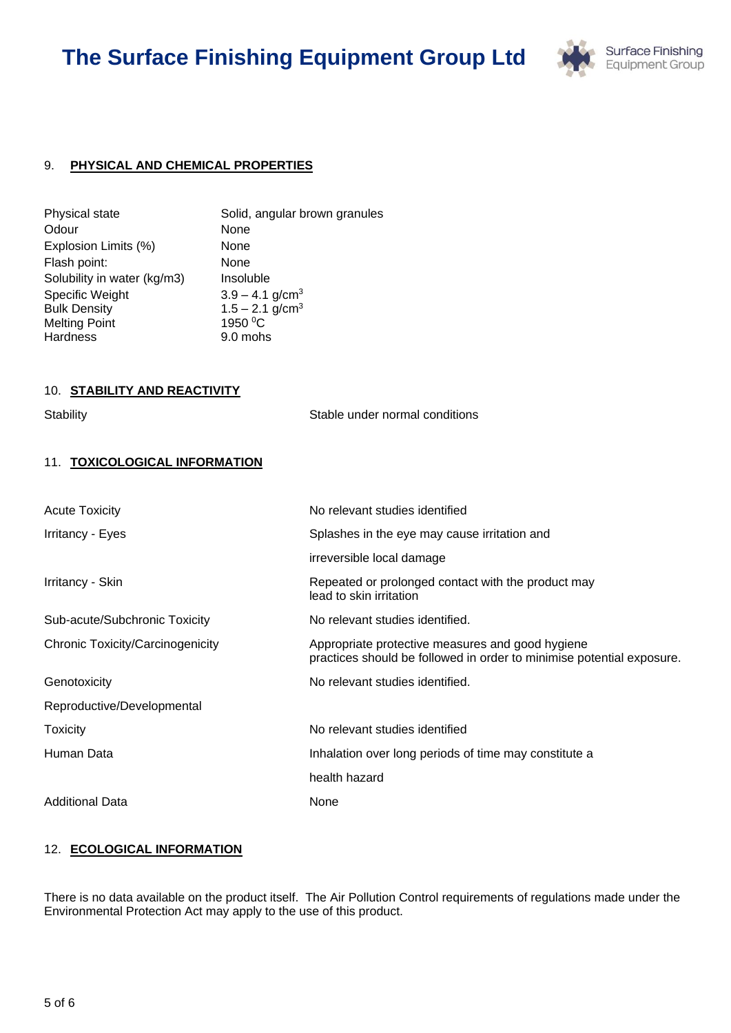## 9. PHYSICAL AND CHEMICAL PROPERTIES

| | |
|---|---|
| Physical state | Solid, angular brown granules |
| Odour | None |
| Explosion Limits (%) | None |
| Flash point: | None |
| Solubility in water (kg/m3) | Insoluble |
| Specific Weight | 3.9 – 4.1 g/cm$^3$ |
| Bulk Density | 1.5 – 2.1 g/cm$^3$ |
| Melting Point | 1950 $^0$C |
| Hardness | 9.0 mohs |

## 10. STABILITY AND REACTIVITY

| | |
|---|---|
| Stability | Stable under normal conditions |

## 11. TOXICOLOGICAL INFORMATION

| | |
|---|---|
| Acute Toxicity | No relevant studies identified |
| Irritancy - Eyes | Splashes in the eye may cause irritation and irreversible local damage |
| Irritancy - Skin | Repeated or prolonged contact with the product may lead to skin irritation |
| Sub-acute/Subchronic Toxicity | No relevant studies identified. |
| Chronic Toxicity/Carcinogenicity | Appropriate protective measures and good hygiene practices should be followed in order to minimise potential exposure. |
| Genotoxicity | No relevant studies identified. |
| Reproductive/Developmental Toxicity | No relevant studies identified |
| Human Data | Inhalation over long periods of time may constitute a health hazard |
| Additional Data | None |

## 12. ECOLOGICAL INFORMATION

There is no data available on the product itself. The Air Pollution Control requirements of regulations made under the Environmental Protection Act may apply to the use of this product.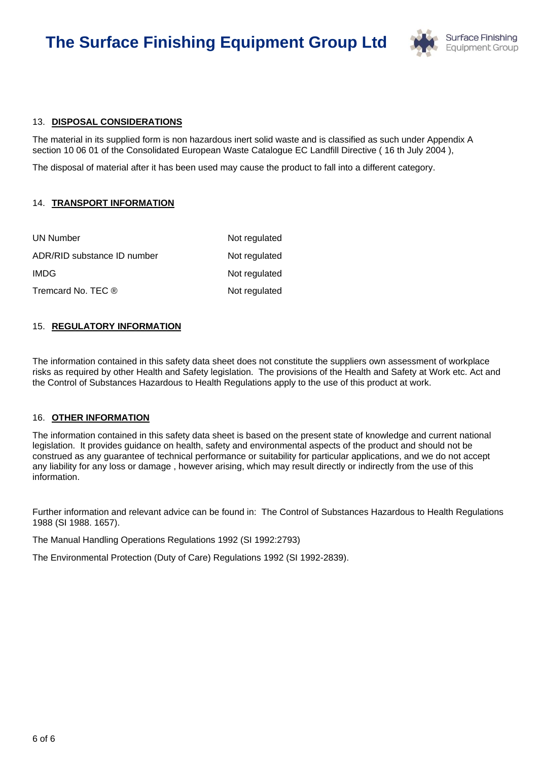## 13. DISPOSAL CONSIDERATIONS

The material in its supplied form is non hazardous inert solid waste and is classified as such under Appendix A section 10 06 01 of the Consolidated European Waste Catalogue EC Landfill Directive ( 16 th July 2004 ),

The disposal of material after it has been used may cause the product to fall into a different category.

## 14. TRANSPORT INFORMATION

| | |
|---|---|
| UN Number | Not regulated |
| ADR/RID substance ID number | Not regulated |
| IMDG | Not regulated |
| Tremcard No. TEC ® | Not regulated |

## 15. REGULATORY INFORMATION

The information contained in this safety data sheet does not constitute the suppliers own assessment of workplace risks as required by other Health and Safety legislation. The provisions of the Health and Safety at Work etc. Act and the Control of Substances Hazardous to Health Regulations apply to the use of this product at work.

## 16. OTHER INFORMATION

The information contained in this safety data sheet is based on the present state of knowledge and current national legislation. It provides guidance on health, safety and environmental aspects of the product and should not be construed as any guarantee of technical performance or suitability for particular applications, and we do not accept any liability for any loss or damage , however arising, which may result directly or indirectly from the use of this information.

Further information and relevant advice can be found in: The Control of Substances Hazardous to Health Regulations 1988 (SI 1988. 1657).

The Manual Handling Operations Regulations 1992 (SI 1992:2793)

The Environmental Protection (Duty of Care) Regulations 1992 (SI 1992-2839).